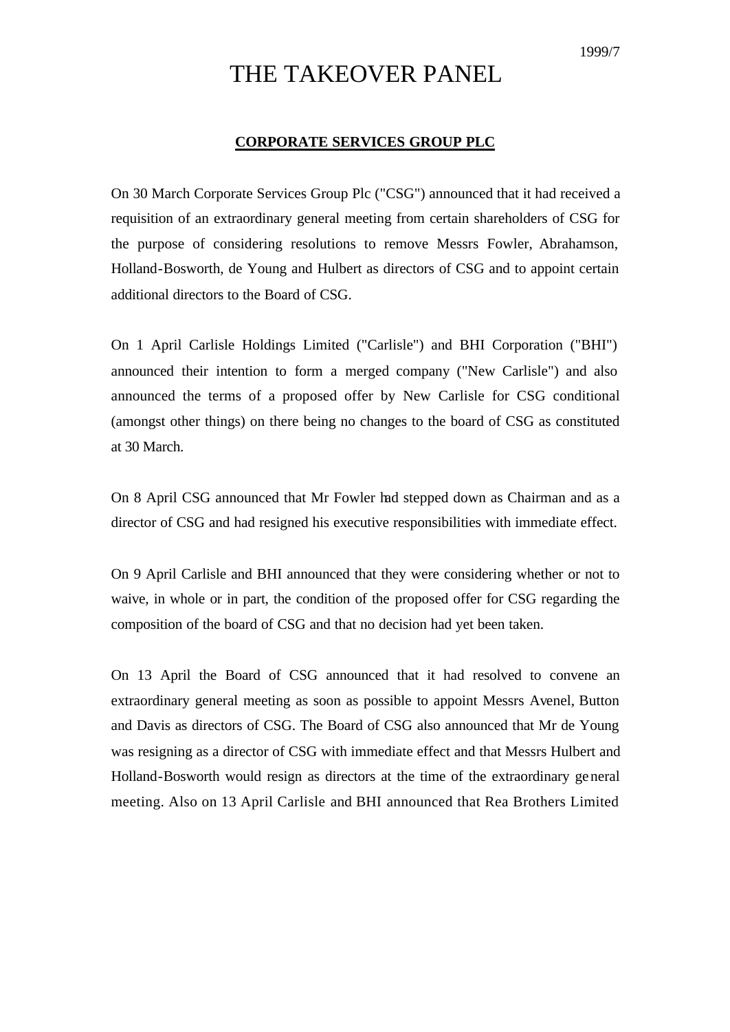1999/7

# THE TAKEOVER PANEL

## CORPORATE SERVICES GROUP PLC

On 30 March Corporate Services Group Plc ("CSG") announced that it had received a requisition of an extraordinary general meeting from certain shareholders of CSG for the purpose of considering resolutions to remove Messrs Fowler, Abrahamson, Holland-Bosworth, de Young and Hulbert as directors of CSG and to appoint certain additional directors to the Board of CSG.

On 1 April Carlisle Holdings Limited ("Carlisle") and BHI Corporation ("BHI") announced their intention to form a merged company ("New Carlisle") and also announced the terms of a proposed offer by New Carlisle for CSG conditional (amongst other things) on there being no changes to the board of CSG as constituted at 30 March.

On 8 April CSG announced that Mr Fowler had stepped down as Chairman and as a director of CSG and had resigned his executive responsibilities with immediate effect.

On 9 April Carlisle and BHI announced that they were considering whether or not to waive, in whole or in part, the condition of the proposed offer for CSG regarding the composition of the board of CSG and that no decision had yet been taken.

On 13 April the Board of CSG announced that it had resolved to convene an extraordinary general meeting as soon as possible to appoint Messrs Avenel, Button and Davis as directors of CSG. The Board of CSG also announced that Mr de Young was resigning as a director of CSG with immediate effect and that Messrs Hulbert and Holland-Bosworth would resign as directors at the time of the extraordinary general meeting. Also on 13 April Carlisle and BHI announced that Rea Brothers Limited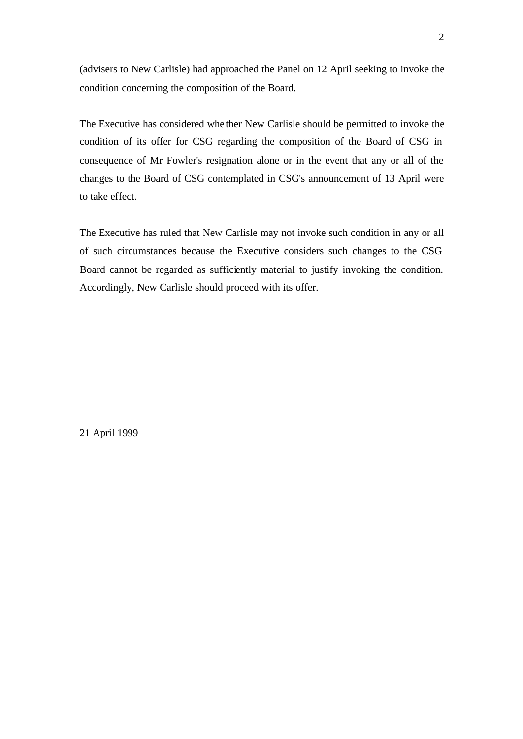(advisers to New Carlisle) had approached the Panel on 12 April seeking to invoke the condition concerning the composition of the Board.

The Executive has considered whether New Carlisle should be permitted to invoke the condition of its offer for CSG regarding the composition of the Board of CSG in consequence of Mr Fowler's resignation alone or in the event that any or all of the changes to the Board of CSG contemplated in CSG's announcement of 13 April were to take effect.

The Executive has ruled that New Carlisle may not invoke such condition in any or all of such circumstances because the Executive considers such changes to the CSG Board cannot be regarded as sufficiently material to justify invoking the condition. Accordingly, New Carlisle should proceed with its offer.

21 April 1999